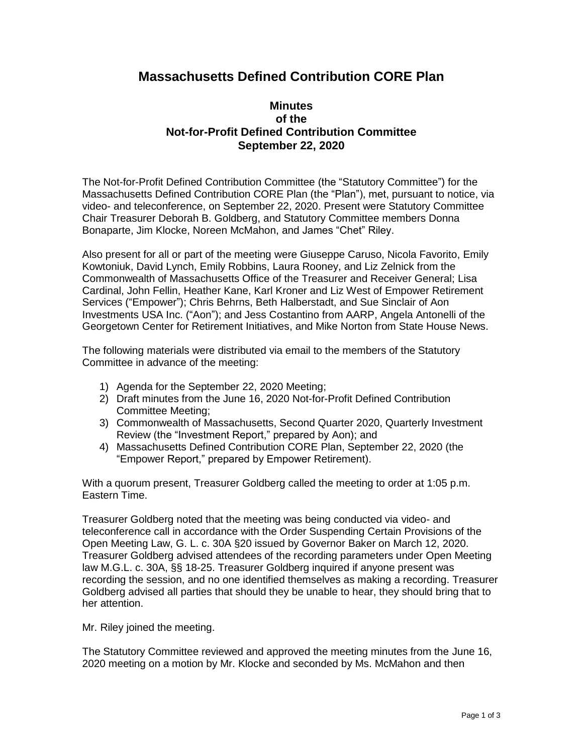# Massachusetts Defined Contribution CORE Plan

## Minutes of the Not-for-Profit Defined Contribution Committee September 22, 2020

The Not-for-Profit Defined Contribution Committee (the "Statutory Committee") for the Massachusetts Defined Contribution CORE Plan (the "Plan"), met, pursuant to notice, via video- and teleconference, on September 22, 2020. Present were Statutory Committee Chair Treasurer Deborah B. Goldberg, and Statutory Committee members Donna Bonaparte, Jim Klocke, Noreen McMahon, and James "Chet" Riley.

Also present for all or part of the meeting were Giuseppe Caruso, Nicola Favorito, Emily Kowtoniuk, David Lynch, Emily Robbins, Laura Rooney, and Liz Zelnick from the Commonwealth of Massachusetts Office of the Treasurer and Receiver General; Lisa Cardinal, John Fellin, Heather Kane, Karl Kroner and Liz West of Empower Retirement Services ("Empower"); Chris Behrns, Beth Halberstadt, and Sue Sinclair of Aon Investments USA Inc. ("Aon"); and Jess Costantino from AARP, Angela Antonelli of the Georgetown Center for Retirement Initiatives, and Mike Norton from State House News.

The following materials were distributed via email to the members of the Statutory Committee in advance of the meeting:

1) Agenda for the September 22, 2020 Meeting;
2) Draft minutes from the June 16, 2020 Not-for-Profit Defined Contribution Committee Meeting;
3) Commonwealth of Massachusetts, Second Quarter 2020, Quarterly Investment Review (the "Investment Report," prepared by Aon); and
4) Massachusetts Defined Contribution CORE Plan, September 22, 2020 (the "Empower Report," prepared by Empower Retirement).

With a quorum present, Treasurer Goldberg called the meeting to order at 1:05 p.m. Eastern Time.

Treasurer Goldberg noted that the meeting was being conducted via video- and teleconference call in accordance with the Order Suspending Certain Provisions of the Open Meeting Law, G. L. c. 30A §20 issued by Governor Baker on March 12, 2020. Treasurer Goldberg advised attendees of the recording parameters under Open Meeting law M.G.L. c. 30A, §§ 18-25. Treasurer Goldberg inquired if anyone present was recording the session, and no one identified themselves as making a recording. Treasurer Goldberg advised all parties that should they be unable to hear, they should bring that to her attention.

Mr. Riley joined the meeting.

The Statutory Committee reviewed and approved the meeting minutes from the June 16, 2020 meeting on a motion by Mr. Klocke and seconded by Ms. McMahon and then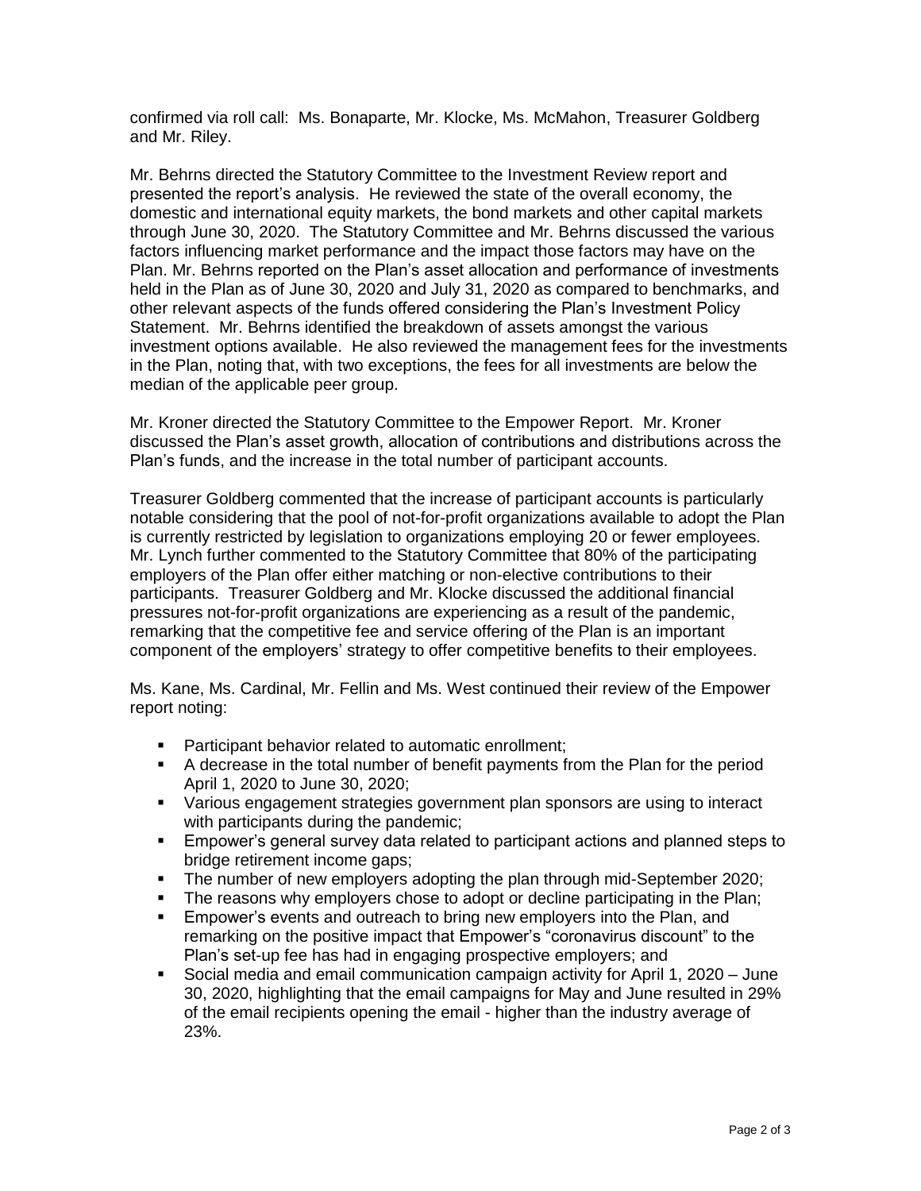confirmed via roll call: Ms. Bonaparte, Mr. Klocke, Ms. McMahon, Treasurer Goldberg and Mr. Riley.

Mr. Behrns directed the Statutory Committee to the Investment Review report and presented the report's analysis. He reviewed the state of the overall economy, the domestic and international equity markets, the bond markets and other capital markets through June 30, 2020. The Statutory Committee and Mr. Behrns discussed the various factors influencing market performance and the impact those factors may have on the Plan. Mr. Behrns reported on the Plan's asset allocation and performance of investments held in the Plan as of June 30, 2020 and July 31, 2020 as compared to benchmarks, and other relevant aspects of the funds offered considering the Plan's Investment Policy Statement. Mr. Behrns identified the breakdown of assets amongst the various investment options available. He also reviewed the management fees for the investments in the Plan, noting that, with two exceptions, the fees for all investments are below the median of the applicable peer group.

Mr. Kroner directed the Statutory Committee to the Empower Report. Mr. Kroner discussed the Plan's asset growth, allocation of contributions and distributions across the Plan's funds, and the increase in the total number of participant accounts.

Treasurer Goldberg commented that the increase of participant accounts is particularly notable considering that the pool of not-for-profit organizations available to adopt the Plan is currently restricted by legislation to organizations employing 20 or fewer employees. Mr. Lynch further commented to the Statutory Committee that 80% of the participating employers of the Plan offer either matching or non-elective contributions to their participants. Treasurer Goldberg and Mr. Klocke discussed the additional financial pressures not-for-profit organizations are experiencing as a result of the pandemic, remarking that the competitive fee and service offering of the Plan is an important component of the employers' strategy to offer competitive benefits to their employees.

Ms. Kane, Ms. Cardinal, Mr. Fellin and Ms. West continued their review of the Empower report noting:

- Participant behavior related to automatic enrollment;
- A decrease in the total number of benefit payments from the Plan for the period April 1, 2020 to June 30, 2020;
- Various engagement strategies government plan sponsors are using to interact with participants during the pandemic;
- Empower's general survey data related to participant actions and planned steps to bridge retirement income gaps;
- The number of new employers adopting the plan through mid-September 2020;
- The reasons why employers chose to adopt or decline participating in the Plan;
- Empower's events and outreach to bring new employers into the Plan, and remarking on the positive impact that Empower's "coronavirus discount" to the Plan's set-up fee has had in engaging prospective employers; and
- Social media and email communication campaign activity for April 1, 2020 – June 30, 2020, highlighting that the email campaigns for May and June resulted in 29% of the email recipients opening the email - higher than the industry average of 23%.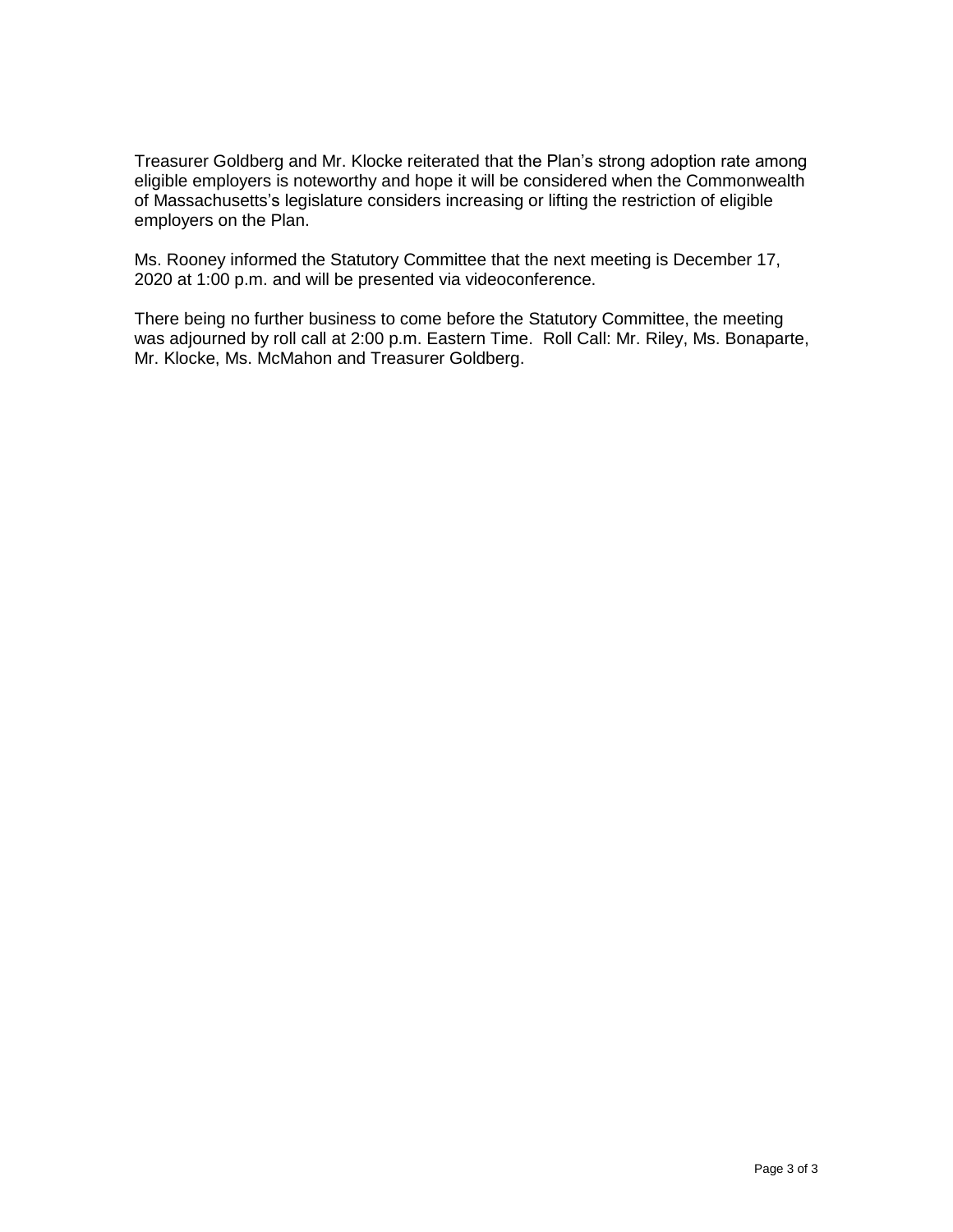Treasurer Goldberg and Mr. Klocke reiterated that the Plan's strong adoption rate among eligible employers is noteworthy and hope it will be considered when the Commonwealth of Massachusetts's legislature considers increasing or lifting the restriction of eligible employers on the Plan.

Ms. Rooney informed the Statutory Committee that the next meeting is December 17, 2020 at 1:00 p.m. and will be presented via videoconference.

There being no further business to come before the Statutory Committee, the meeting was adjourned by roll call at 2:00 p.m. Eastern Time. Roll Call: Mr. Riley, Ms. Bonaparte, Mr. Klocke, Ms. McMahon and Treasurer Goldberg.